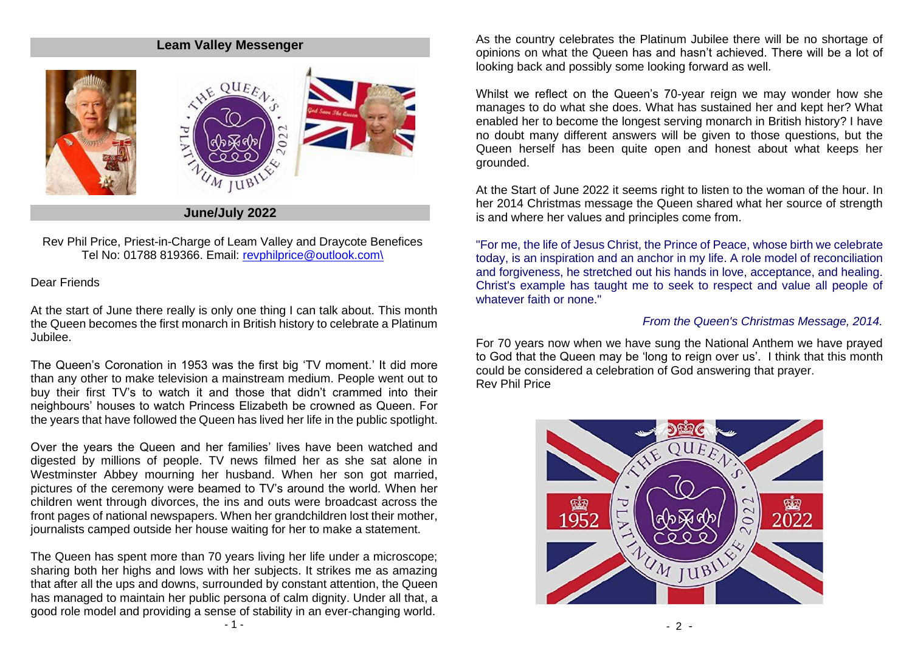# Leam Valley Messenger

## June/July 2022

Rev Phil Price, Priest-in-Charge of Leam Valley and Draycote Benefices
Tel No: 01788 819366. Email: revphilprice@outlook.com\

Dear Friends

At the start of June there really is only one thing I can talk about. This month the Queen becomes the first monarch in British history to celebrate a Platinum Jubilee.

The Queen's Coronation in 1953 was the first big 'TV moment.' It did more than any other to make television a mainstream medium. People went out to buy their first TV's to watch it and those that didn't crammed into their neighbours' houses to watch Princess Elizabeth be crowned as Queen. For the years that have followed the Queen has lived her life in the public spotlight.

Over the years the Queen and her families' lives have been watched and digested by millions of people. TV news filmed her as she sat alone in Westminster Abbey mourning her husband. When her son got married, pictures of the ceremony were beamed to TV's around the world. When her children went through divorces, the ins and outs were broadcast across the front pages of national newspapers. When her grandchildren lost their mother, journalists camped outside her house waiting for her to make a statement.

The Queen has spent more than 70 years living her life under a microscope; sharing both her highs and lows with her subjects. It strikes me as amazing that after all the ups and downs, surrounded by constant attention, the Queen has managed to maintain her public persona of calm dignity. Under all that, a good role model and providing a sense of stability in an ever-changing world.

As the country celebrates the Platinum Jubilee there will be no shortage of opinions on what the Queen has and hasn't achieved. There will be a lot of looking back and possibly some looking forward as well.

Whilst we reflect on the Queen's 70-year reign we may wonder how she manages to do what she does. What has sustained her and kept her? What enabled her to become the longest serving monarch in British history? I have no doubt many different answers will be given to those questions, but the Queen herself has been quite open and honest about what keeps her grounded.

At the Start of June 2022 it seems right to listen to the woman of the hour. In her 2014 Christmas message the Queen shared what her source of strength is and where her values and principles come from.

"For me, the life of Jesus Christ, the Prince of Peace, whose birth we celebrate today, is an inspiration and an anchor in my life. A role model of reconciliation and forgiveness, he stretched out his hands in love, acceptance, and healing. Christ's example has taught me to seek to respect and value all people of whatever faith or none."

*From the Queen's Christmas Message, 2014.*

For 70 years now when we have sung the National Anthem we have prayed to God that the Queen may be 'long to reign over us'. I think that this month could be considered a celebration of God answering that prayer.
Rev Phil Price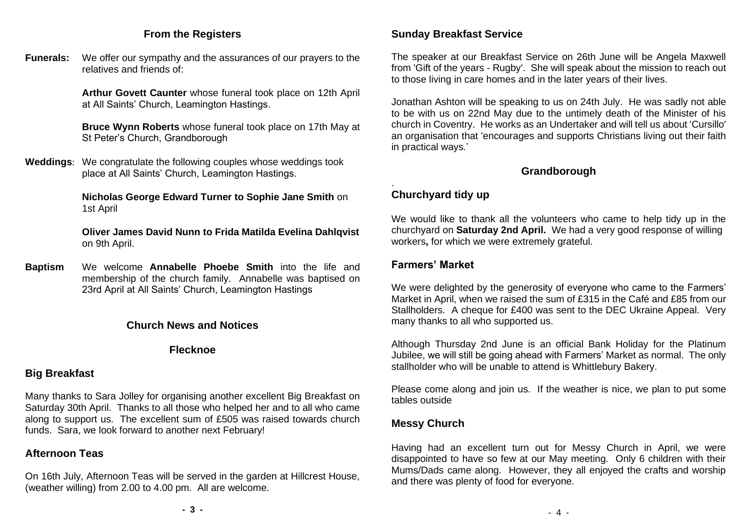## From the Registers

**Funerals:** We offer our sympathy and the assurances of our prayers to the relatives and friends of:

**Arthur Govett Caunter** whose funeral took place on 12th April at All Saints' Church, Leamington Hastings.

**Bruce Wynn Roberts** whose funeral took place on 17th May at St Peter's Church, Grandborough

**Weddings**: We congratulate the following couples whose weddings took place at All Saints' Church, Leamington Hastings.

**Nicholas George Edward Turner to Sophie Jane Smith** on 1st April

**Oliver James David Nunn to Frida Matilda Evelina Dahlqvist** on 9th April.

**Baptism** We welcome **Annabelle Phoebe Smith** into the life and membership of the church family. Annabelle was baptised on 23rd April at All Saints' Church, Leamington Hastings

## Church News and Notices

### Flecknoe

### Big Breakfast

Many thanks to Sara Jolley for organising another excellent Big Breakfast on Saturday 30th April. Thanks to all those who helped her and to all who came along to support us. The excellent sum of £505 was raised towards church funds. Sara, we look forward to another next February!

### Afternoon Teas

On 16th July, Afternoon Teas will be served in the garden at Hillcrest House, (weather willing) from 2.00 to 4.00 pm. All are welcome.

### Sunday Breakfast Service

The speaker at our Breakfast Service on 26th June will be Angela Maxwell from 'Gift of the years - Rugby'. She will speak about the mission to reach out to those living in care homes and in the later years of their lives.

Jonathan Ashton will be speaking to us on 24th July. He was sadly not able to be with us on 22nd May due to the untimely death of the Minister of his church in Coventry. He works as an Undertaker and will tell us about 'Cursillo' an organisation that 'encourages and supports Christians living out their faith in practical ways.'

### Grandborough

### Churchyard tidy up

We would like to thank all the volunteers who came to help tidy up in the churchyard on **Saturday 2nd April.** We had a very good response of willing workers**,** for which we were extremely grateful.

### Farmers' Market

We were delighted by the generosity of everyone who came to the Farmers' Market in April, when we raised the sum of £315 in the Café and £85 from our Stallholders. A cheque for £400 was sent to the DEC Ukraine Appeal. Very many thanks to all who supported us.

Although Thursday 2nd June is an official Bank Holiday for the Platinum Jubilee, we will still be going ahead with Farmers' Market as normal. The only stallholder who will be unable to attend is Whittlebury Bakery.

Please come along and join us. If the weather is nice, we plan to put some tables outside

### Messy Church

Having had an excellent turn out for Messy Church in April, we were disappointed to have so few at our May meeting. Only 6 children with their Mums/Dads came along. However, they all enjoyed the crafts and worship and there was plenty of food for everyone.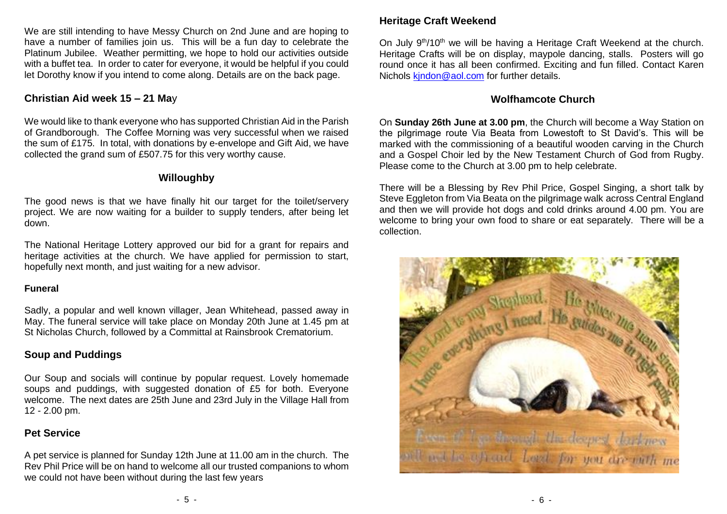We are still intending to have Messy Church on 2nd June and are hoping to have a number of families join us. This will be a fun day to celebrate the Platinum Jubilee. Weather permitting, we hope to hold our activities outside with a buffet tea. In order to cater for everyone, it would be helpful if you could let Dorothy know if you intend to come along. Details are on the back page.

### Christian Aid week 15 – 21 May

We would like to thank everyone who has supported Christian Aid in the Parish of Grandborough. The Coffee Morning was very successful when we raised the sum of £175. In total, with donations by e-envelope and Gift Aid, we have collected the grand sum of £507.75 for this very worthy cause.

## Willoughby

The good news is that we have finally hit our target for the toilet/servery project. We are now waiting for a builder to supply tenders, after being let down.

The National Heritage Lottery approved our bid for a grant for repairs and heritage activities at the church. We have applied for permission to start, hopefully next month, and just waiting for a new advisor.

#### Funeral

Sadly, a popular and well known villager, Jean Whitehead, passed away in May. The funeral service will take place on Monday 20th June at 1.45 pm at St Nicholas Church, followed by a Committal at Rainsbrook Crematorium.

### Soup and Puddings

Our Soup and socials will continue by popular request. Lovely homemade soups and puddings, with suggested donation of £5 for both. Everyone welcome. The next dates are 25th June and 23rd July in the Village Hall from 12 - 2.00 pm.

### Pet Service

A pet service is planned for Sunday 12th June at 11.00 am in the church. The Rev Phil Price will be on hand to welcome all our trusted companions to whom we could not have been without during the last few years

### Heritage Craft Weekend

On July 9th/10th we will be having a Heritage Craft Weekend at the church. Heritage Crafts will be on display, maypole dancing, stalls. Posters will go round once it has all been confirmed. Exciting and fun filled. Contact Karen Nichols kjndon@aol.com for further details.

## Wolfhamcote Church

On **Sunday 26th June at 3.00 pm**, the Church will become a Way Station on the pilgrimage route Via Beata from Lowestoft to St David's. This will be marked with the commissioning of a beautiful wooden carving in the Church and a Gospel Choir led by the New Testament Church of God from Rugby. Please come to the Church at 3.00 pm to help celebrate.

There will be a Blessing by Rev Phil Price, Gospel Singing, a short talk by Steve Eggleton from Via Beata on the pilgrimage walk across Central England and then we will provide hot dogs and cold drinks around 4.00 pm. You are welcome to bring your own food to share or eat separately. There will be a collection.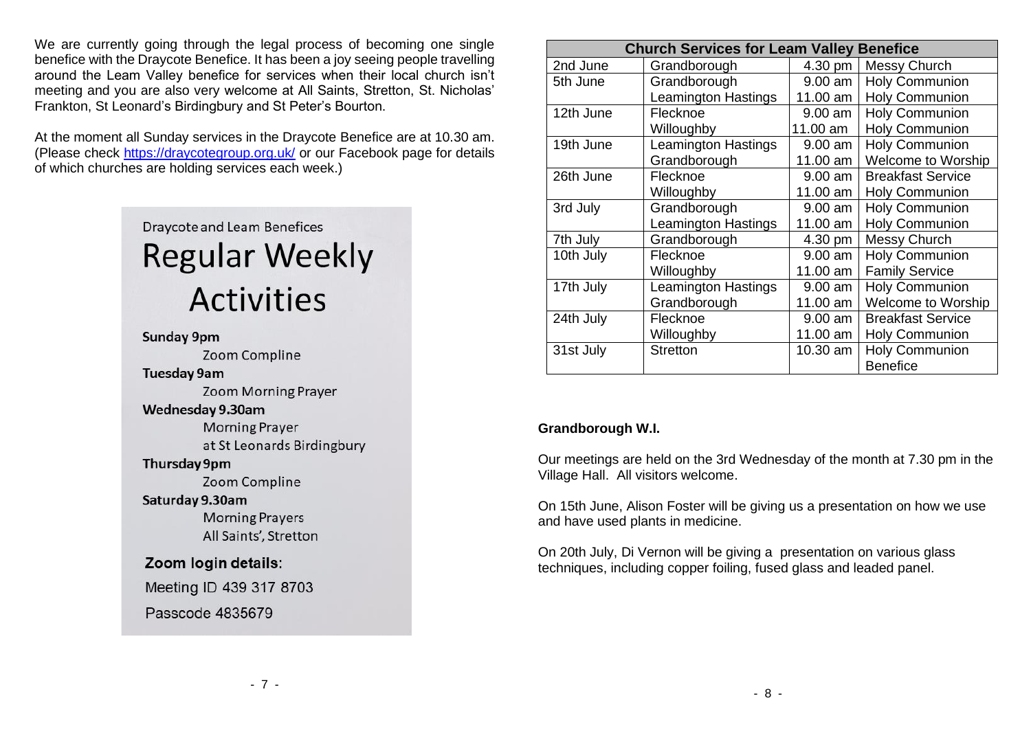We are currently going through the legal process of becoming one single benefice with the Draycote Benefice. It has been a joy seeing people travelling around the Leam Valley benefice for services when their local church isn't meeting and you are also very welcome at All Saints, Stretton, St. Nicholas' Frankton, St Leonard's Birdingbury and St Peter's Bourton.

At the moment all Sunday services in the Draycote Benefice are at 10.30 am. (Please check https://draycotegroup.org.uk/ or our Facebook page for details of which churches are holding services each week.)

Draycote and Leam Benefices

# Regular Weekly Activities

**Sunday 9pm**
Zoom Compline

**Tuesday 9am**
Zoom Morning Prayer

**Wednesday 9.30am**
Morning Prayer
at St Leonards Birdingbury

**Thursday 9pm**
Zoom Compline

**Saturday 9.30am**
Morning Prayers
All Saints', Stretton

**Zoom login details:**

Meeting ID 439 317 8703

Passcode 4835679

**Church Services for Leam Valley Benefice**

| | | | |
|---|---|---|---|
| 2nd June | Grandborough | 4.30 pm | Messy Church |
| 5th June | Grandborough | 9.00 am | Holy Communion |
| | Leamington Hastings | 11.00 am | Holy Communion |
| 12th June | Flecknoe | 9.00 am | Holy Communion |
| | Willoughby | 11.00 am | Holy Communion |
| 19th June | Leamington Hastings | 9.00 am | Holy Communion |
| | Grandborough | 11.00 am | Welcome to Worship |
| 26th June | Flecknoe | 9.00 am | Breakfast Service |
| | Willoughby | 11.00 am | Holy Communion |
| 3rd July | Grandborough | 9.00 am | Holy Communion |
| | Leamington Hastings | 11.00 am | Holy Communion |
| 7th July | Grandborough | 4.30 pm | Messy Church |
| 10th July | Flecknoe | 9.00 am | Holy Communion |
| | Willoughby | 11.00 am | Family Service |
| 17th July | Leamington Hastings | 9.00 am | Holy Communion |
| | Grandborough | 11.00 am | Welcome to Worship |
| 24th July | Flecknoe | 9.00 am | Breakfast Service |
| | Willoughby | 11.00 am | Holy Communion |
| 31st July | Stretton | 10.30 am | Holy Communion Benefice |

**Grandborough W.I.**

Our meetings are held on the 3rd Wednesday of the month at 7.30 pm in the Village Hall. All visitors welcome.

On 15th June, Alison Foster will be giving us a presentation on how we use and have used plants in medicine.

On 20th July, Di Vernon will be giving a presentation on various glass techniques, including copper foiling, fused glass and leaded panel.